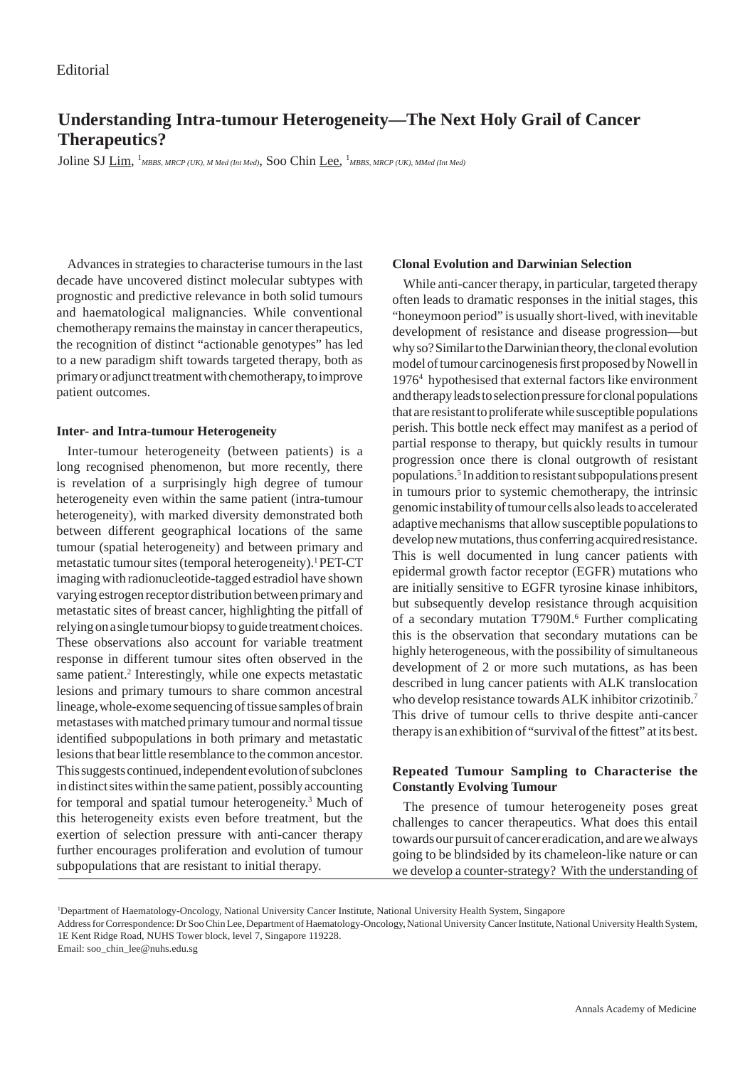Editorial

# Understanding Intra-tumour Heterogeneity—The Next Holy Grail of Cancer Therapeutics?

Joline SJ Lim, [1]*MBBS, MRCP (UK), M Med (Int Med)*, Soo Chin Lee, [1]*MBBS, MRCP (UK), MMed (Int Med)*

Advances in strategies to characterise tumours in the last decade have uncovered distinct molecular subtypes with prognostic and predictive relevance in both solid tumours and haematological malignancies. While conventional chemotherapy remains the mainstay in cancer therapeutics, the recognition of distinct "actionable genotypes" has led to a new paradigm shift towards targeted therapy, both as primary or adjunct treatment with chemotherapy, to improve patient outcomes.

## Inter- and Intra-tumour Heterogeneity

Inter-tumour heterogeneity (between patients) is a long recognised phenomenon, but more recently, there is revelation of a surprisingly high degree of tumour heterogeneity even within the same patient (intra-tumour heterogeneity), with marked diversity demonstrated both between different geographical locations of the same tumour (spatial heterogeneity) and between primary and metastatic tumour sites (temporal heterogeneity).[1] PET-CT imaging with radionucleotide-tagged estradiol have shown varying estrogen receptor distribution between primary and metastatic sites of breast cancer, highlighting the pitfall of relying on a single tumour biopsy to guide treatment choices. These observations also account for variable treatment response in different tumour sites often observed in the same patient.[2] Interestingly, while one expects metastatic lesions and primary tumours to share common ancestral lineage, whole-exome sequencing of tissue samples of brain metastases with matched primary tumour and normal tissue identified subpopulations in both primary and metastatic lesions that bear little resemblance to the common ancestor. This suggests continued, independent evolution of subclones in distinct sites within the same patient, possibly accounting for temporal and spatial tumour heterogeneity.[3] Much of this heterogeneity exists even before treatment, but the exertion of selection pressure with anti-cancer therapy further encourages proliferation and evolution of tumour subpopulations that are resistant to initial therapy.

## Clonal Evolution and Darwinian Selection

While anti-cancer therapy, in particular, targeted therapy often leads to dramatic responses in the initial stages, this "honeymoon period" is usually short-lived, with inevitable development of resistance and disease progression—but why so? Similar to the Darwinian theory, the clonal evolution model of tumour carcinogenesis first proposed by Nowell in 1976[4] hypothesised that external factors like environment and therapy leads to selection pressure for clonal populations that are resistant to proliferate while susceptible populations perish. This bottle neck effect may manifest as a period of partial response to therapy, but quickly results in tumour progression once there is clonal outgrowth of resistant populations.[5] In addition to resistant subpopulations present in tumours prior to systemic chemotherapy, the intrinsic genomic instability of tumour cells also leads to accelerated adaptive mechanisms that allow susceptible populations to develop new mutations, thus conferring acquired resistance. This is well documented in lung cancer patients with epidermal growth factor receptor (EGFR) mutations who are initially sensitive to EGFR tyrosine kinase inhibitors, but subsequently develop resistance through acquisition of a secondary mutation T790M.[6] Further complicating this is the observation that secondary mutations can be highly heterogeneous, with the possibility of simultaneous development of 2 or more such mutations, as has been described in lung cancer patients with ALK translocation who develop resistance towards ALK inhibitor crizotinib.[7] This drive of tumour cells to thrive despite anti-cancer therapy is an exhibition of "survival of the fittest" at its best.

## Repeated Tumour Sampling to Characterise the Constantly Evolving Tumour

The presence of tumour heterogeneity poses great challenges to cancer therapeutics. What does this entail towards our pursuit of cancer eradication, and are we always going to be blindsided by its chameleon-like nature or can we develop a counter-strategy? With the understanding of

[1]Department of Haematology-Oncology, National University Cancer Institute, National University Health System, Singapore

Address for Correspondence: Dr Soo Chin Lee, Department of Haematology-Oncology, National University Cancer Institute, National University Health System, 1E Kent Ridge Road, NUHS Tower block, level 7, Singapore 119228.

Email: soo_chin_lee@nuhs.edu.sg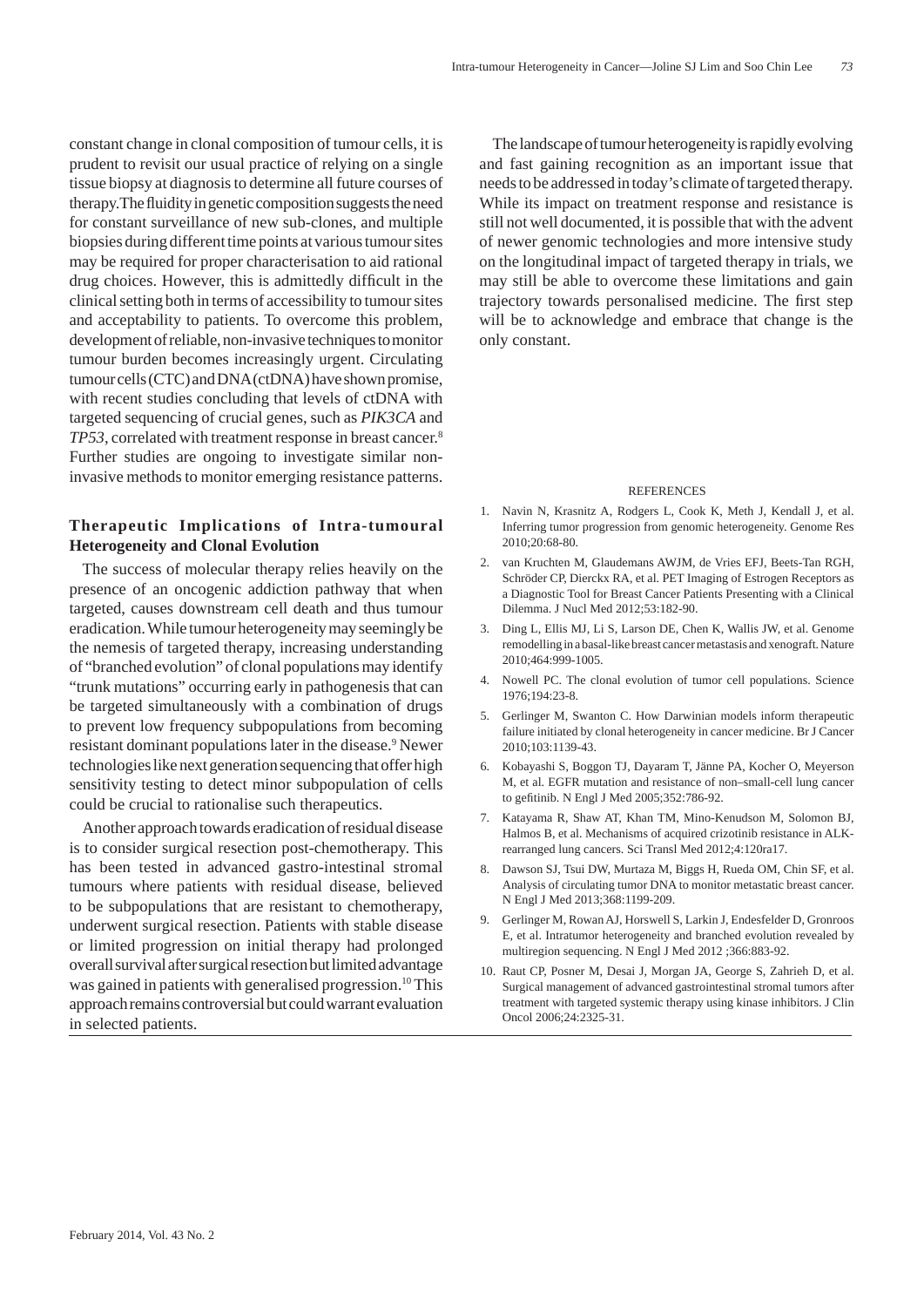constant change in clonal composition of tumour cells, it is prudent to revisit our usual practice of relying on a single tissue biopsy at diagnosis to determine all future courses of therapy. The fluidity in genetic composition suggests the need for constant surveillance of new sub-clones, and multiple biopsies during different time points at various tumour sites may be required for proper characterisation to aid rational drug choices. However, this is admittedly difficult in the clinical setting both in terms of accessibility to tumour sites and acceptability to patients. To overcome this problem, development of reliable, non-invasive techniques to monitor tumour burden becomes increasingly urgent. Circulating tumour cells (CTC) and DNA (ctDNA) have shown promise, with recent studies concluding that levels of ctDNA with targeted sequencing of crucial genes, such as *PIK3CA* and *TP53*, correlated with treatment response in breast cancer.[8] Further studies are ongoing to investigate similar non-invasive methods to monitor emerging resistance patterns.

## Therapeutic Implications of Intra-tumoural Heterogeneity and Clonal Evolution

The success of molecular therapy relies heavily on the presence of an oncogenic addiction pathway that when targeted, causes downstream cell death and thus tumour eradication. While tumour heterogeneity may seemingly be the nemesis of targeted therapy, increasing understanding of "branched evolution" of clonal populations may identify "trunk mutations" occurring early in pathogenesis that can be targeted simultaneously with a combination of drugs to prevent low frequency subpopulations from becoming resistant dominant populations later in the disease.[9] Newer technologies like next generation sequencing that offer high sensitivity testing to detect minor subpopulation of cells could be crucial to rationalise such therapeutics.

Another approach towards eradication of residual disease is to consider surgical resection post-chemotherapy. This has been tested in advanced gastro-intestinal stromal tumours where patients with residual disease, believed to be subpopulations that are resistant to chemotherapy, underwent surgical resection. Patients with stable disease or limited progression on initial therapy had prolonged overall survival after surgical resection but limited advantage was gained in patients with generalised progression.[10] This approach remains controversial but could warrant evaluation in selected patients.

The landscape of tumour heterogeneity is rapidly evolving and fast gaining recognition as an important issue that needs to be addressed in today's climate of targeted therapy. While its impact on treatment response and resistance is still not well documented, it is possible that with the advent of newer genomic technologies and more intensive study on the longitudinal impact of targeted therapy in trials, we may still be able to overcome these limitations and gain trajectory towards personalised medicine. The first step will be to acknowledge and embrace that change is the only constant.

## REFERENCES

1. Navin N, Krasnitz A, Rodgers L, Cook K, Meth J, Kendall J, et al. Inferring tumor progression from genomic heterogeneity. Genome Res 2010;20:68-80.
2. van Kruchten M, Glaudemans AWJM, de Vries EFJ, Beets-Tan RGH, Schröder CP, Dierckx RA, et al. PET Imaging of Estrogen Receptors as a Diagnostic Tool for Breast Cancer Patients Presenting with a Clinical Dilemma. J Nucl Med 2012;53:182-90.
3. Ding L, Ellis MJ, Li S, Larson DE, Chen K, Wallis JW, et al. Genome remodelling in a basal-like breast cancer metastasis and xenograft. Nature 2010;464:999-1005.
4. Nowell PC. The clonal evolution of tumor cell populations. Science 1976;194:23-8.
5. Gerlinger M, Swanton C. How Darwinian models inform therapeutic failure initiated by clonal heterogeneity in cancer medicine. Br J Cancer 2010;103:1139-43.
6. Kobayashi S, Boggon TJ, Dayaram T, Jänne PA, Kocher O, Meyerson M, et al. EGFR mutation and resistance of non–small-cell lung cancer to gefitinib. N Engl J Med 2005;352:786-92.
7. Katayama R, Shaw AT, Khan TM, Mino-Kenudson M, Solomon BJ, Halmos B, et al. Mechanisms of acquired crizotinib resistance in ALK-rearranged lung cancers. Sci Transl Med 2012;4:120ra17.
8. Dawson SJ, Tsui DW, Murtaza M, Biggs H, Rueda OM, Chin SF, et al. Analysis of circulating tumor DNA to monitor metastatic breast cancer. N Engl J Med 2013;368:1199-209.
9. Gerlinger M, Rowan AJ, Horswell S, Larkin J, Endesfelder D, Gronroos E, et al. Intratumor heterogeneity and branched evolution revealed by multiregion sequencing. N Engl J Med 2012 ;366:883-92.
10. Raut CP, Posner M, Desai J, Morgan JA, George S, Zahrieh D, et al. Surgical management of advanced gastrointestinal stromal tumors after treatment with targeted systemic therapy using kinase inhibitors. J Clin Oncol 2006;24:2325-31.